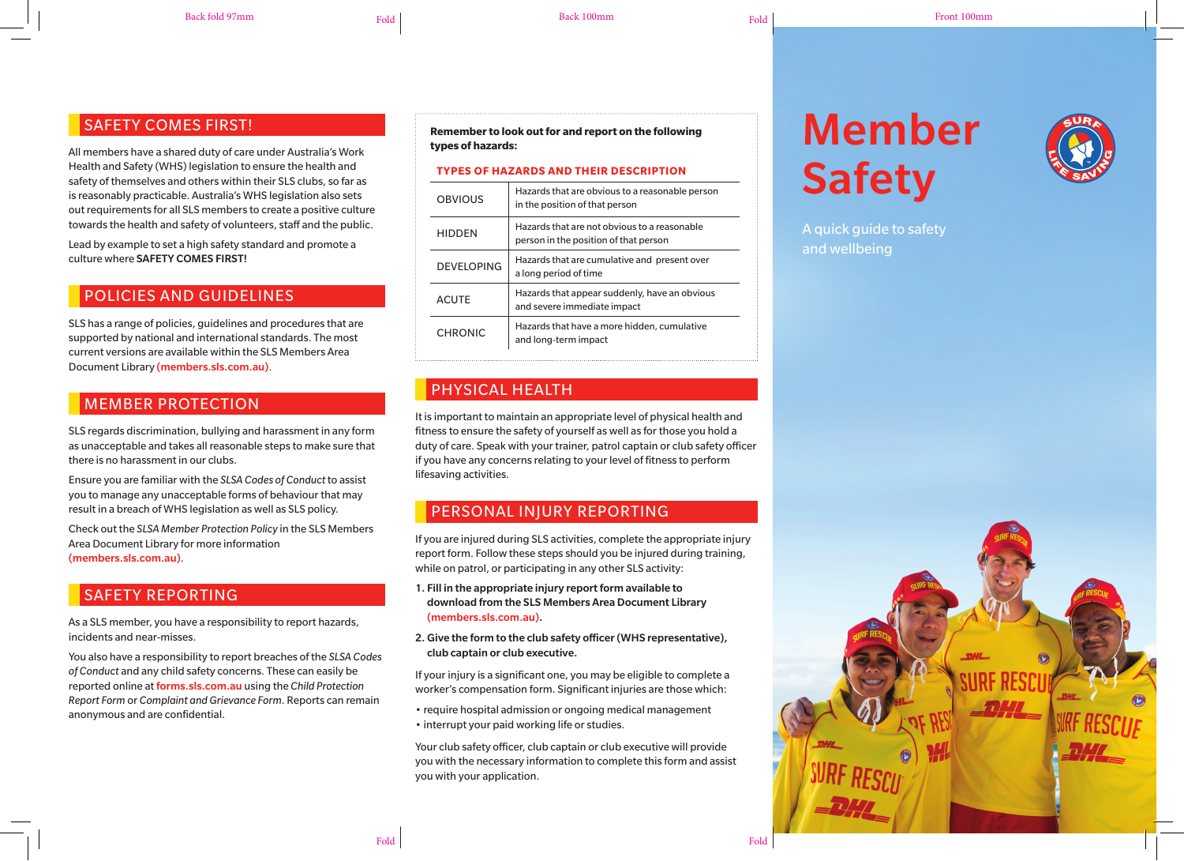# Member Safety

A quick guide to safety and wellbeing

## SAFETY COMES FIRST!

All members have a shared duty of care under Australia's Work Health and Safety (WHS) legislation to ensure the health and safety of themselves and others within their SLS clubs, so far as is reasonably practicable. Australia's WHS legislation also sets out requirements for all SLS members to create a positive culture towards the health and safety of volunteers, staff and the public.

Lead by example to set a high safety standard and promote a culture where **SAFETY COMES FIRST!**

## POLICIES AND GUIDELINES

SLS has a range of policies, guidelines and procedures that are supported by national and international standards. The most current versions are available within the SLS Members Area Document Library **(members.sls.com.au)**.

## MEMBER PROTECTION

SLS regards discrimination, bullying and harassment in any form as unacceptable and takes all reasonable steps to make sure that there is no harassment in our clubs.

Ensure you are familiar with the *SLSA Codes of Conduct* to assist you to manage any unacceptable forms of behaviour that may result in a breach of WHS legislation as well as SLS policy.

Check out the *SLSA Member Protection Policy* in the SLS Members Area Document Library for more information **(members.sls.com.au)**.

## SAFETY REPORTING

As a SLS member, you have a responsibility to report hazards, incidents and near-misses.

You also have a responsibility to report breaches of the *SLSA Codes of Conduct* and any child safety concerns. These can easily be reported online at **forms.sls.com.au** using the *Child Protection Report Form* or *Complaint and Grievance Form*. Reports can remain anonymous and are confidential.

**Remember to look out for and report on the following types of hazards.**

**TYPES OF HAZARDS AND THEIR DESCRIPTION**

| Type | Description |
|---|---|
| OBVIOUS | Hazards that are obvious to a reasonable person in the position of that person |
| HIDDEN | Hazards that are not obvious to a reasonable person in the position of that person |
| DEVELOPING | Hazards that are cumulative and present over a long period of time |
| ACUTE | Hazards that appear suddenly, have an obvious and severe immediate impact |
| CHRONIC | Hazards that have a more hidden, cumulative and long-term impact |

## PHYSICAL HEALTH

It is important to maintain an appropriate level of physical health and fitness to ensure the safety of yourself as well as for those you hold a duty of care. Speak with your trainer, patrol captain or club safety officer if you have any concerns relating to your level of fitness to perform lifesaving activities.

## PERSONAL INJURY REPORTING

If you are injured during SLS activities, complete the appropriate injury report form. Follow these steps should you be injured during training, while on patrol, or participating in any other SLS activity:

1. **Fill in the appropriate injury report form available to download from the SLS Members Area Document Library (members.sls.com.au).**
2. **Give the form to the club safety officer (WHS representative), club captain or club executive.**

If your injury is a significant one, you may be eligible to complete a worker's compensation form. Significant injuries are those which:

- require hospital admission or ongoing medical management
- interrupt your paid working life or studies.

Your club safety officer, club captain or club executive will provide you with the necessary information to complete this form and assist you with your application.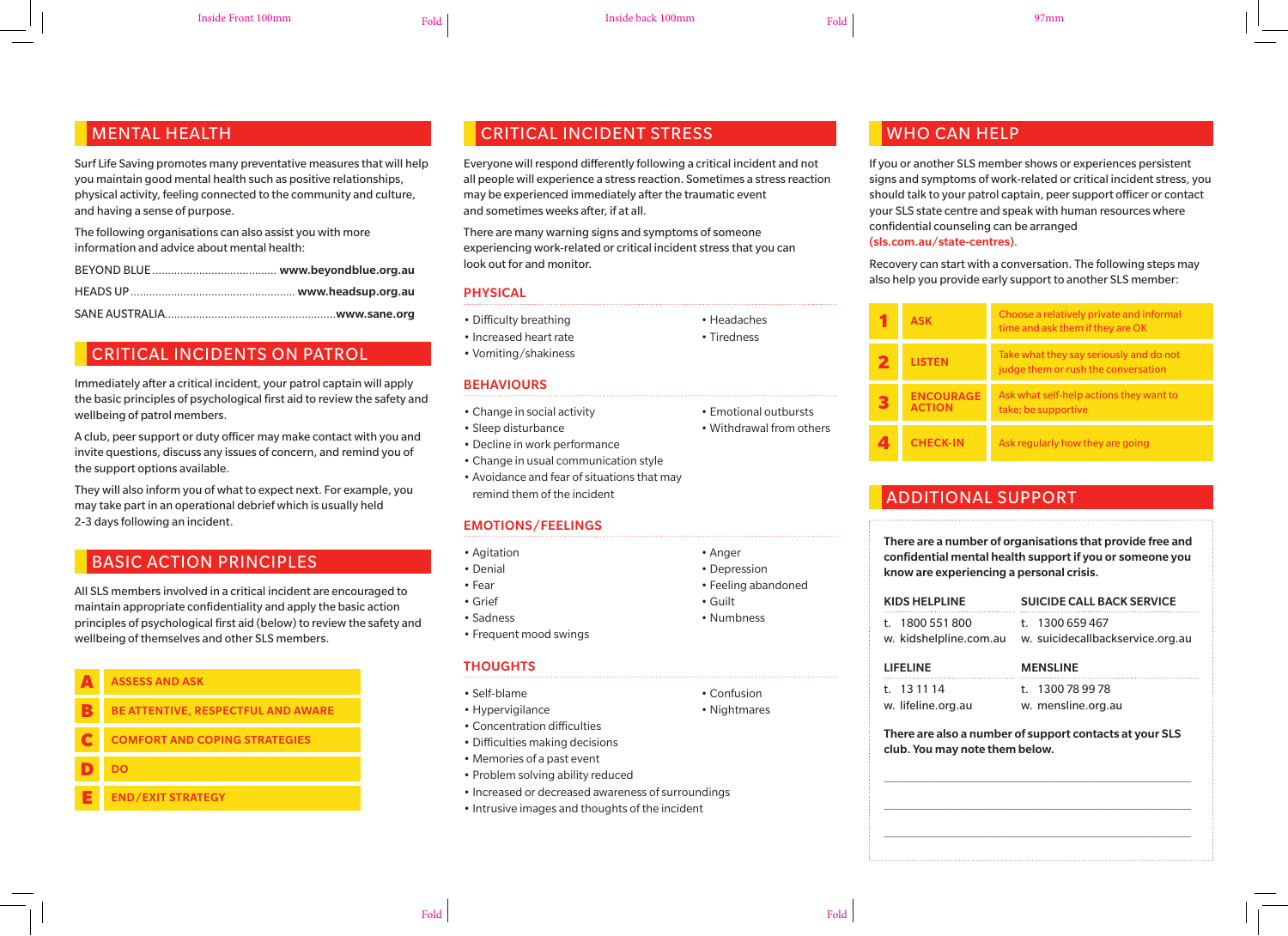## MENTAL HEALTH

Surf Life Saving promotes many preventative measures that will help you maintain good mental health such as positive relationships, physical activity, feeling connected to the community and culture, and having a sense of purpose.

The following organisations can also assist you with more information and advice about mental health:

BEYOND BLUE ........................................ **www.beyondblue.org.au**

HEADS UP ..................................................... **www.headsup.org.au**

SANE AUSTRALIA........................................................**www.sane.org**

## CRITICAL INCIDENTS ON PATROL

Immediately after a critical incident, your patrol captain will apply the basic principles of psychological first aid to review the safety and wellbeing of patrol members.

A club, peer support or duty officer may make contact with you and invite questions, discuss any issues of concern, and remind you of the support options available.

They will also inform you of what to expect next. For example, you may take part in an operational debrief which is usually held 2-3 days following an incident.

## BASIC ACTION PRINCIPLES

All SLS members involved in a critical incident are encouraged to maintain appropriate confidentiality and apply the basic action principles of psychological first aid (below) to review the safety and wellbeing of themselves and other SLS members.

| | |
|---|---|
| **A** | ASSESS AND ASK |
| **B** | BE ATTENTIVE, RESPECTFUL AND AWARE |
| **C** | COMFORT AND COPING STRATEGIES |
| **D** | DO |
| **E** | END/EXIT STRATEGY |

## CRITICAL INCIDENT STRESS

Everyone will respond differently following a critical incident and not all people will experience a stress reaction. Sometimes a stress reaction may be experienced immediately after the traumatic event and sometimes weeks after, if at all.

There are many warning signs and symptoms of someone experiencing work-related or critical incident stress that you can look out for and monitor.

### PHYSICAL

- Difficulty breathing
- Increased heart rate
- Vomiting/shakiness
- Headaches
- Tiredness

### BEHAVIOURS

- Change in social activity
- Sleep disturbance
- Decline in work performance
- Change in usual communication style
- Avoidance and fear of situations that may remind them of the incident
- Emotional outbursts
- Withdrawal from others

### EMOTIONS/FEELINGS

- Agitation
- Denial
- Fear
- Grief
- Sadness
- Frequent mood swings
- Anger
- Depression
- Feeling abandoned
- Guilt
- Numbness

### THOUGHTS

- Self-blame
- Hypervigilance
- Concentration difficulties
- Difficulties making decisions
- Memories of a past event
- Problem solving ability reduced
- Increased or decreased awareness of surroundings
- Intrusive images and thoughts of the incident
- Confusion
- Nightmares

## WHO CAN HELP

If you or another SLS member shows or experiences persistent signs and symptoms of work-related or critical incident stress, you should talk to your patrol captain, peer support officer or contact your SLS state centre and speak with human resources where confidential counseling can be arranged **(sls.com.au/state-centres)**.

Recovery can start with a conversation. The following steps may also help you provide early support to another SLS member:

| | | |
|---|---|---|
| **1** | ASK | Choose a relatively private and informal time and ask them if they are OK |
| **2** | LISTEN | Take what they say seriously and do not judge them or rush the conversation |
| **3** | ENCOURAGE ACTION | Ask what self-help actions they want to take; be supportive |
| **4** | CHECK-IN | Ask regularly how they are going |

## ADDITIONAL SUPPORT

**There are a number of organisations that provide free and confidential mental health support if you or someone you know are experiencing a personal crisis.**

**KIDS HELPLINE**
t. 1800 551 800
w. kidshelpline.com.au

**SUICIDE CALL BACK SERVICE**
t. 1300 659 467
w. suicidecallbackservice.org.au

**LIFELINE**
t. 13 11 14
w. lifeline.org.au

**MENSLINE**
t. 1300 78 99 78
w. mensline.org.au

**There are also a number of support contacts at your SLS club. You may note them below.**

\_\_\_\_\_\_\_\_\_\_\_\_\_\_\_\_\_\_\_\_\_\_\_\_\_\_\_\_\_\_\_\_\_\_\_\_\_\_\_\_

\_\_\_\_\_\_\_\_\_\_\_\_\_\_\_\_\_\_\_\_\_\_\_\_\_\_\_\_\_\_\_\_\_\_\_\_\_\_\_\_

\_\_\_\_\_\_\_\_\_\_\_\_\_\_\_\_\_\_\_\_\_\_\_\_\_\_\_\_\_\_\_\_\_\_\_\_\_\_\_\_